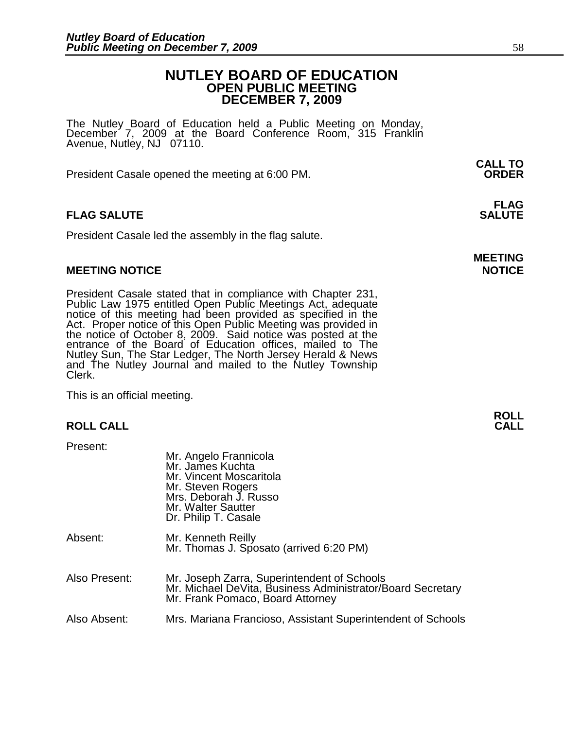# NUTLEY BOARD OF EDUCATION
## OPEN PUBLIC MEETING
## DECEMBER 7, 2009

The Nutley Board of Education held a Public Meeting on Monday, December 7, 2009 at the Board Conference Room, 315 Franklin Avenue, Nutley, NJ 07110.

**CALL TO ORDER**

President Casale opened the meeting at 6:00 PM.

**FLAG SALUTE**

President Casale led the assembly in the flag salute.

**MEETING NOTICE**

President Casale stated that in compliance with Chapter 231, Public Law 1975 entitled Open Public Meetings Act, adequate notice of this meeting had been provided as specified in the Act. Proper notice of this Open Public Meeting was provided in the notice of October 8, 2009. Said notice was posted at the entrance of the Board of Education offices, mailed to The Nutley Sun, The Star Ledger, The North Jersey Herald & News and The Nutley Journal and mailed to the Nutley Township Clerk.

This is an official meeting.

**ROLL CALL**

Present:
- Mr. Angelo Frannicola
- Mr. James Kuchta
- Mr. Vincent Moscaritola
- Mr. Steven Rogers
- Mrs. Deborah J. Russo
- Mr. Walter Sautter
- Dr. Philip T. Casale

Absent:
- Mr. Kenneth Reilly
- Mr. Thomas J. Sposato (arrived 6:20 PM)

Also Present:
- Mr. Joseph Zarra, Superintendent of Schools
- Mr. Michael DeVita, Business Administrator/Board Secretary
- Mr. Frank Pomaco, Board Attorney

Also Absent:
- Mrs. Mariana Francioso, Assistant Superintendent of Schools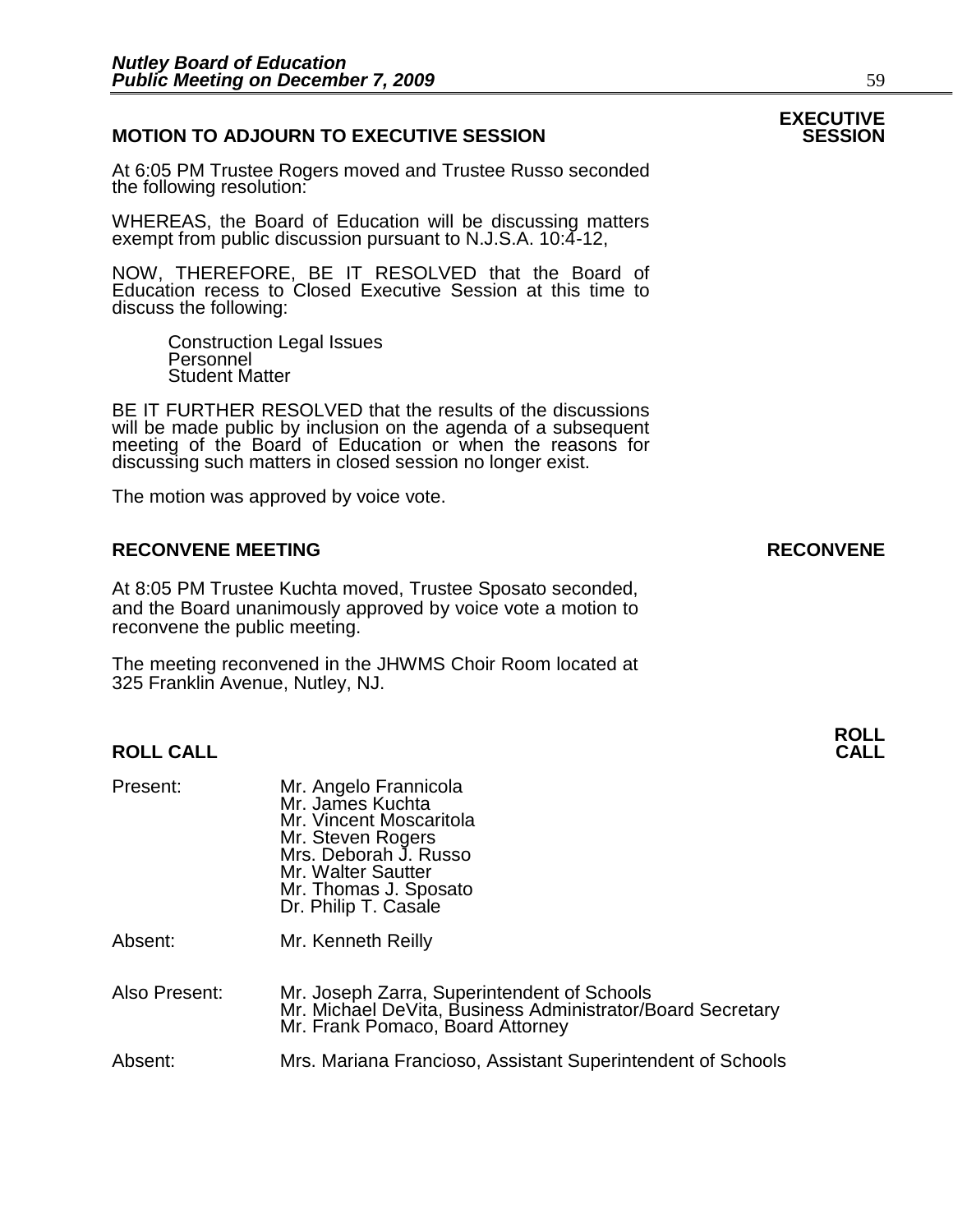## MOTION TO ADJOURN TO EXECUTIVE SESSION

**EXECUTIVE SESSION**

At 6:05 PM Trustee Rogers moved and Trustee Russo seconded the following resolution:

WHEREAS, the Board of Education will be discussing matters exempt from public discussion pursuant to N.J.S.A. 10:4-12,

NOW, THEREFORE, BE IT RESOLVED that the Board of Education recess to Closed Executive Session at this time to discuss the following:

Construction Legal Issues
Personnel
Student Matter

BE IT FURTHER RESOLVED that the results of the discussions will be made public by inclusion on the agenda of a subsequent meeting of the Board of Education or when the reasons for discussing such matters in closed session no longer exist.

The motion was approved by voice vote.

## RECONVENE MEETING

**RECONVENE**

At 8:05 PM Trustee Kuchta moved, Trustee Sposato seconded, and the Board unanimously approved by voice vote a motion to reconvene the public meeting.

The meeting reconvened in the JHWMS Choir Room located at 325 Franklin Avenue, Nutley, NJ.

## ROLL CALL

**ROLL CALL**

Present:
- Mr. Angelo Frannicola
- Mr. James Kuchta
- Mr. Vincent Moscaritola
- Mr. Steven Rogers
- Mrs. Deborah J. Russo
- Mr. Walter Sautter
- Mr. Thomas J. Sposato
- Dr. Philip T. Casale

Absent: Mr. Kenneth Reilly

Also Present:
- Mr. Joseph Zarra, Superintendent of Schools
- Mr. Michael DeVita, Business Administrator/Board Secretary
- Mr. Frank Pomaco, Board Attorney

Absent: Mrs. Mariana Francioso, Assistant Superintendent of Schools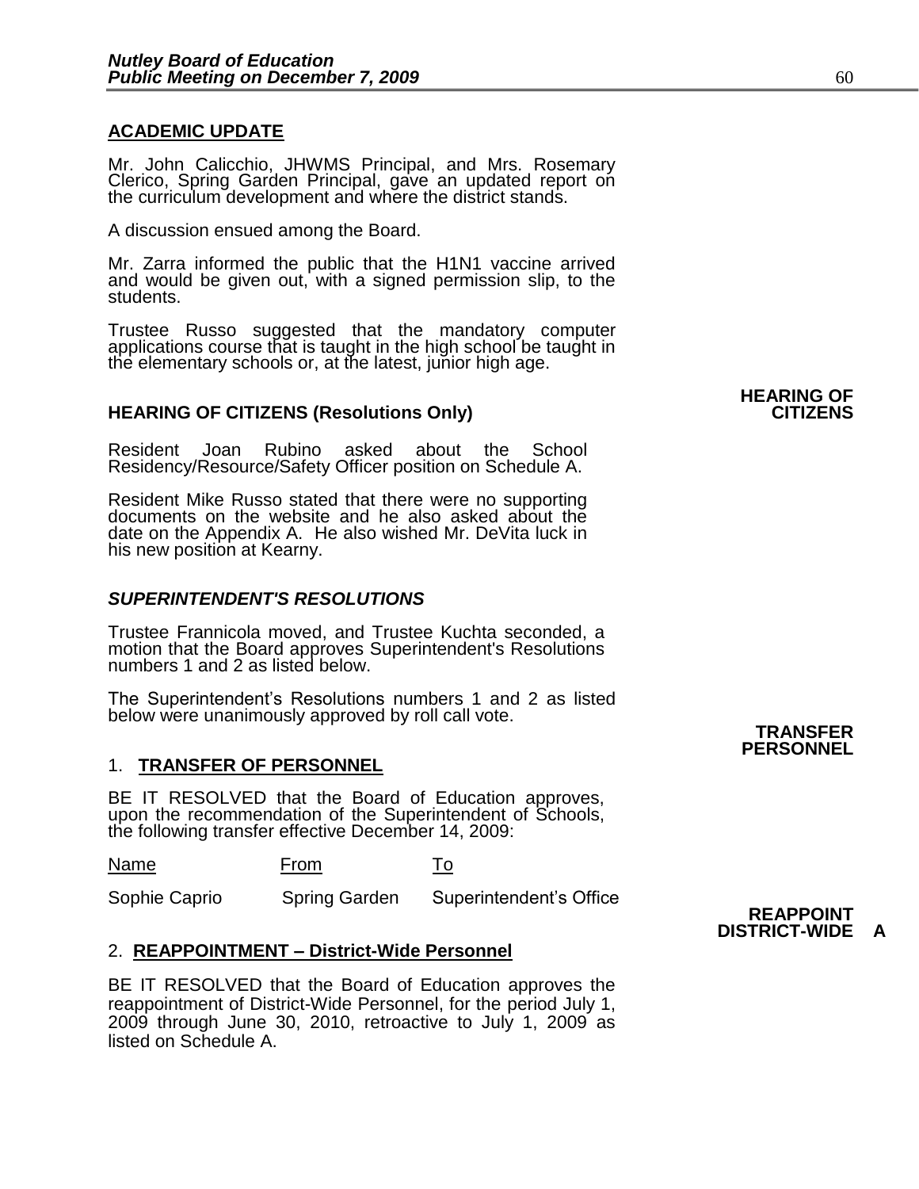## ACADEMIC UPDATE

Mr. John Calicchio, JHWMS Principal, and Mrs. Rosemary Clerico, Spring Garden Principal, gave an updated report on the curriculum development and where the district stands.

A discussion ensued among the Board.

Mr. Zarra informed the public that the H1N1 vaccine arrived and would be given out, with a signed permission slip, to the students.

Trustee Russo suggested that the mandatory computer applications course that is taught in the high school be taught in the elementary schools or, at the latest, junior high age.

**HEARING OF CITIZENS**

## HEARING OF CITIZENS (Resolutions Only)

Resident Joan Rubino asked about the School Residency/Resource/Safety Officer position on Schedule A.

Resident Mike Russo stated that there were no supporting documents on the website and he also asked about the date on the Appendix A. He also wished Mr. DeVita luck in his new position at Kearny.

## *SUPERINTENDENT'S RESOLUTIONS*

Trustee Frannicola moved, and Trustee Kuchta seconded, a motion that the Board approves Superintendent's Resolutions numbers 1 and 2 as listed below.

The Superintendent's Resolutions numbers 1 and 2 as listed below were unanimously approved by roll call vote.

**TRANSFER PERSONNEL**

### 1. TRANSFER OF PERSONNEL

BE IT RESOLVED that the Board of Education approves, upon the recommendation of the Superintendent of Schools, the following transfer effective December 14, 2009:

| Name | From | To |
|---|---|---|
| Sophie Caprio | Spring Garden | Superintendent's Office |

**REAPPOINT DISTRICT-WIDE A**

### 2. REAPPOINTMENT – District-Wide Personnel

BE IT RESOLVED that the Board of Education approves the reappointment of District-Wide Personnel, for the period July 1, 2009 through June 30, 2010, retroactive to July 1, 2009 as listed on Schedule A.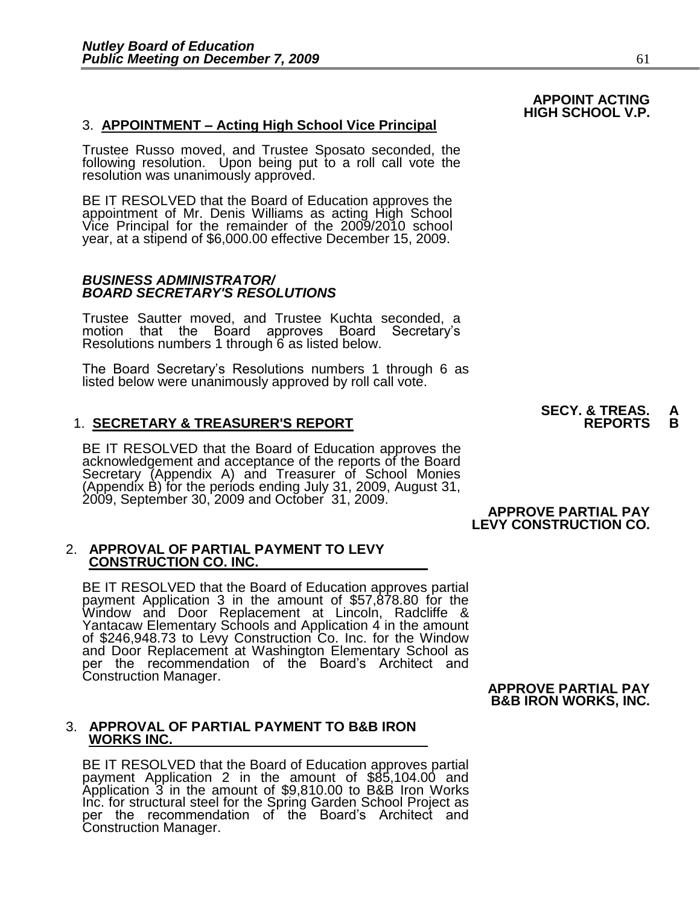**APPOINT ACTING HIGH SCHOOL V.P.**

3. **APPOINTMENT – Acting High School Vice Principal**

Trustee Russo moved, and Trustee Sposato seconded, the following resolution. Upon being put to a roll call vote the resolution was unanimously approved.

BE IT RESOLVED that the Board of Education approves the appointment of Mr. Denis Williams as acting High School Vice Principal for the remainder of the 2009/2010 school year, at a stipend of $6,000.00 effective December 15, 2009.

### *BUSINESS ADMINISTRATOR/ BOARD SECRETARY'S RESOLUTIONS*

Trustee Sautter moved, and Trustee Kuchta seconded, a motion that the Board approves Board Secretary's Resolutions numbers 1 through 6 as listed below.

The Board Secretary's Resolutions numbers 1 through 6 as listed below were unanimously approved by roll call vote.

**SECY. & TREAS. REPORTS A B**

1. **SECRETARY & TREASURER'S REPORT**

BE IT RESOLVED that the Board of Education approves the acknowledgement and acceptance of the reports of the Board Secretary (Appendix A) and Treasurer of School Monies (Appendix B) for the periods ending July 31, 2009, August 31, 2009, September 30, 2009 and October 31, 2009.

**APPROVE PARTIAL PAY LEVY CONSTRUCTION CO.**

2. **APPROVAL OF PARTIAL PAYMENT TO LEVY CONSTRUCTION CO. INC.**

BE IT RESOLVED that the Board of Education approves partial payment Application 3 in the amount of $57,878.80 for the Window and Door Replacement at Lincoln, Radcliffe & Yantacaw Elementary Schools and Application 4 in the amount of $246,948.73 to Levy Construction Co. Inc. for the Window and Door Replacement at Washington Elementary School as per the recommendation of the Board's Architect and Construction Manager.

**APPROVE PARTIAL PAY B&B IRON WORKS, INC.**

3. **APPROVAL OF PARTIAL PAYMENT TO B&B IRON WORKS INC.**

BE IT RESOLVED that the Board of Education approves partial payment Application 2 in the amount of $85,104.00 and Application 3 in the amount of $9,810.00 to B&B Iron Works Inc. for structural steel for the Spring Garden School Project as per the recommendation of the Board's Architect and Construction Manager.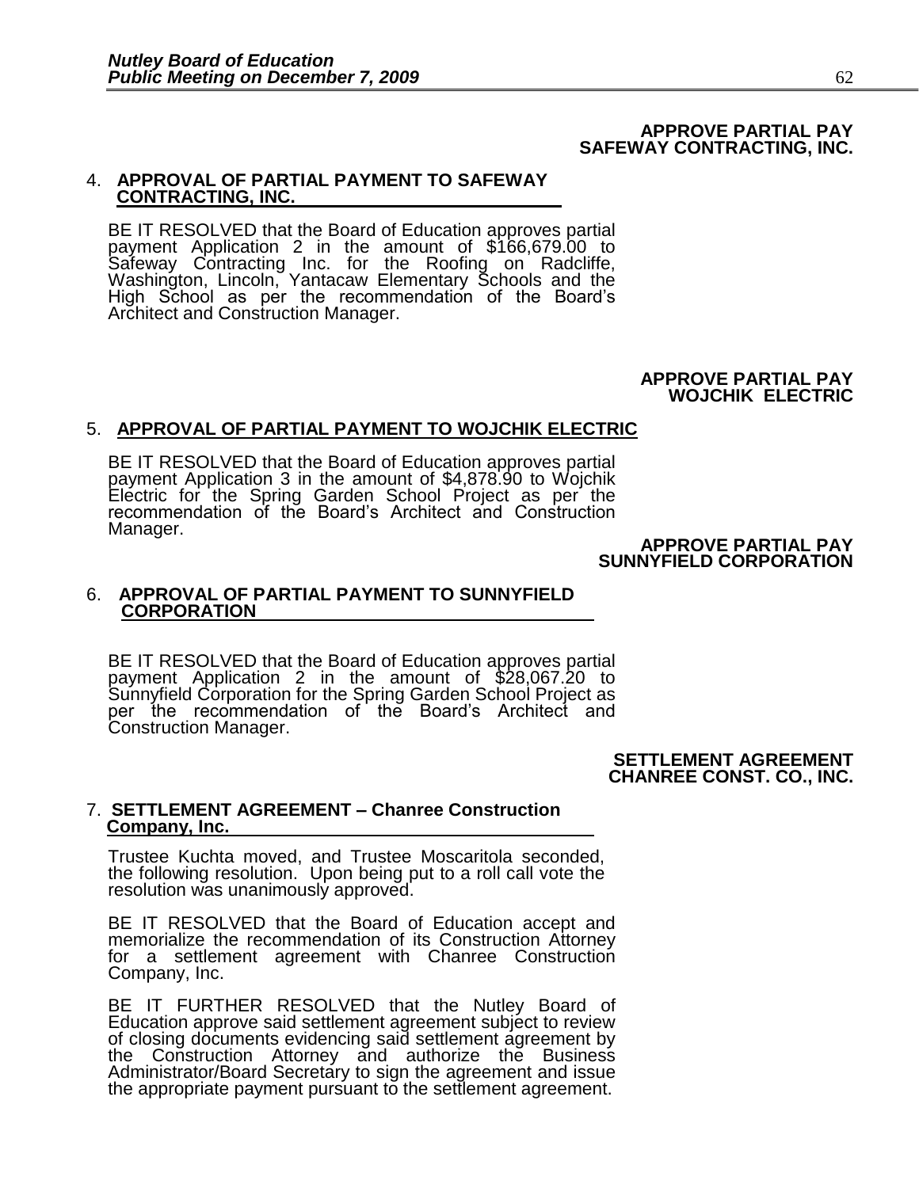**APPROVE PARTIAL PAY
SAFEWAY CONTRACTING, INC.**

4. **APPROVAL OF PARTIAL PAYMENT TO SAFEWAY CONTRACTING, INC.**

BE IT RESOLVED that the Board of Education approves partial payment Application 2 in the amount of $166,679.00 to Safeway Contracting Inc. for the Roofing on Radcliffe, Washington, Lincoln, Yantacaw Elementary Schools and the High School as per the recommendation of the Board's Architect and Construction Manager.

**APPROVE PARTIAL PAY
WOJCHIK ELECTRIC**

5. **APPROVAL OF PARTIAL PAYMENT TO WOJCHIK ELECTRIC**

BE IT RESOLVED that the Board of Education approves partial payment Application 3 in the amount of $4,878.90 to Wojchik Electric for the Spring Garden School Project as per the recommendation of the Board's Architect and Construction Manager.

**APPROVE PARTIAL PAY
SUNNYFIELD CORPORATION**

6. **APPROVAL OF PARTIAL PAYMENT TO SUNNYFIELD CORPORATION**

BE IT RESOLVED that the Board of Education approves partial payment Application 2 in the amount of $28,067.20 to Sunnyfield Corporation for the Spring Garden School Project as per the recommendation of the Board's Architect and Construction Manager.

**SETTLEMENT AGREEMENT
CHANREE CONST. CO., INC.**

7. **SETTLEMENT AGREEMENT – Chanree Construction Company, Inc.**

Trustee Kuchta moved, and Trustee Moscaritola seconded, the following resolution. Upon being put to a roll call vote the resolution was unanimously approved.

BE IT RESOLVED that the Board of Education accept and memorialize the recommendation of its Construction Attorney for a settlement agreement with Chanree Construction Company, Inc.

BE IT FURTHER RESOLVED that the Nutley Board of Education approve said settlement agreement subject to review of closing documents evidencing said settlement agreement by the Construction Attorney and authorize the Business Administrator/Board Secretary to sign the agreement and issue the appropriate payment pursuant to the settlement agreement.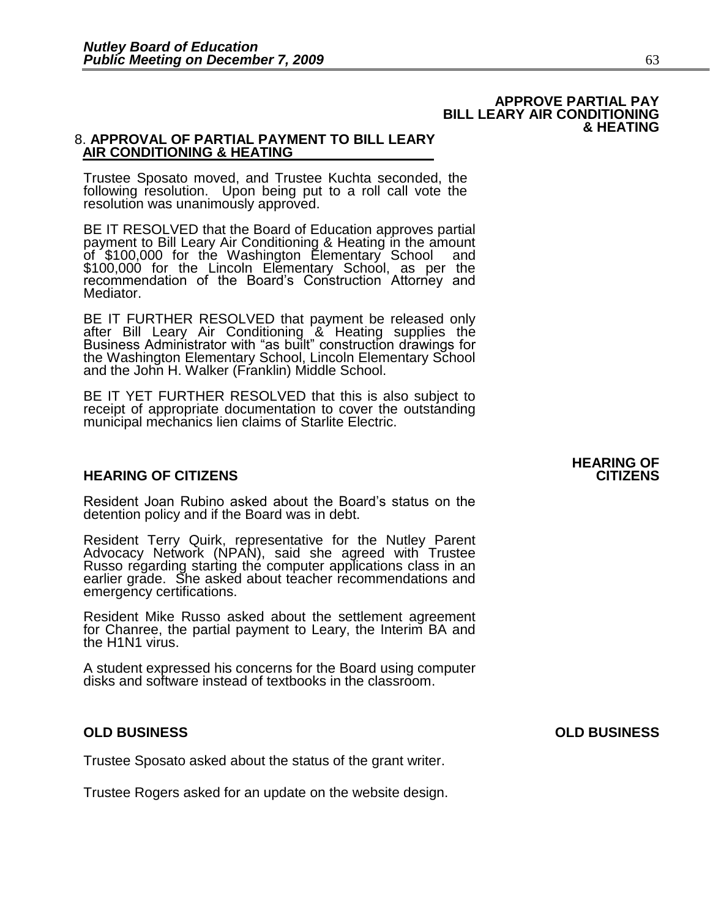**APPROVE PARTIAL PAY BILL LEARY AIR CONDITIONING & HEATING**

8. **APPROVAL OF PARTIAL PAYMENT TO BILL LEARY AIR CONDITIONING & HEATING**

Trustee Sposato moved, and Trustee Kuchta seconded, the following resolution. Upon being put to a roll call vote the resolution was unanimously approved.

BE IT RESOLVED that the Board of Education approves partial payment to Bill Leary Air Conditioning & Heating in the amount of $100,000 for the Washington Elementary School and $100,000 for the Lincoln Elementary School, as per the recommendation of the Board's Construction Attorney and Mediator.

BE IT FURTHER RESOLVED that payment be released only after Bill Leary Air Conditioning & Heating supplies the Business Administrator with "as built" construction drawings for the Washington Elementary School, Lincoln Elementary School and the John H. Walker (Franklin) Middle School.

BE IT YET FURTHER RESOLVED that this is also subject to receipt of appropriate documentation to cover the outstanding municipal mechanics lien claims of Starlite Electric.

## HEARING OF CITIZENS

Resident Joan Rubino asked about the Board's status on the detention policy and if the Board was in debt.

Resident Terry Quirk, representative for the Nutley Parent Advocacy Network (NPAN), said she agreed with Trustee Russo regarding starting the computer applications class in an earlier grade. She asked about teacher recommendations and emergency certifications.

Resident Mike Russo asked about the settlement agreement for Chanree, the partial payment to Leary, the Interim BA and the H1N1 virus.

A student expressed his concerns for the Board using computer disks and software instead of textbooks in the classroom.

## OLD BUSINESS

Trustee Sposato asked about the status of the grant writer.

Trustee Rogers asked for an update on the website design.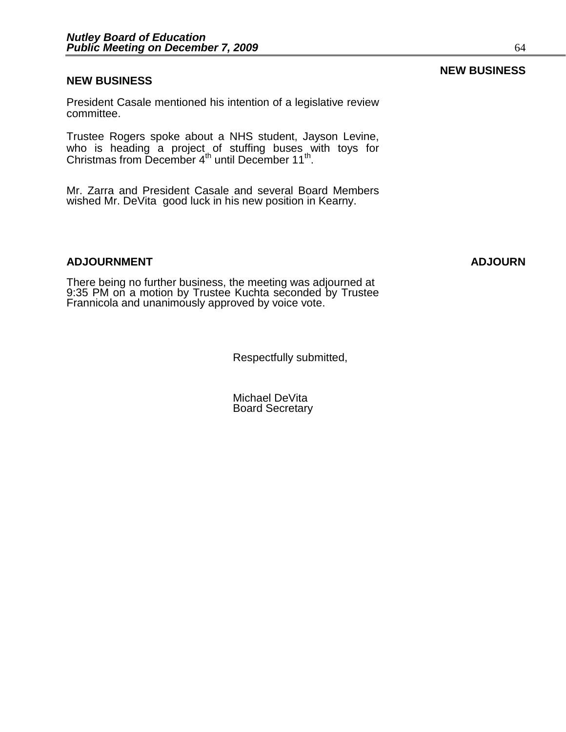## NEW BUSINESS

**NEW BUSINESS**

President Casale mentioned his intention of a legislative review committee.

Trustee Rogers spoke about a NHS student, Jayson Levine, who is heading a project of stuffing buses with toys for Christmas from December 4th until December 11th.

Mr. Zarra and President Casale and several Board Members wished Mr. DeVita good luck in his new position in Kearny.

## ADJOURNMENT

**ADJOURN**

There being no further business, the meeting was adjourned at 9:35 PM on a motion by Trustee Kuchta seconded by Trustee Frannicola and unanimously approved by voice vote.

Respectfully submitted,

Michael DeVita
Board Secretary